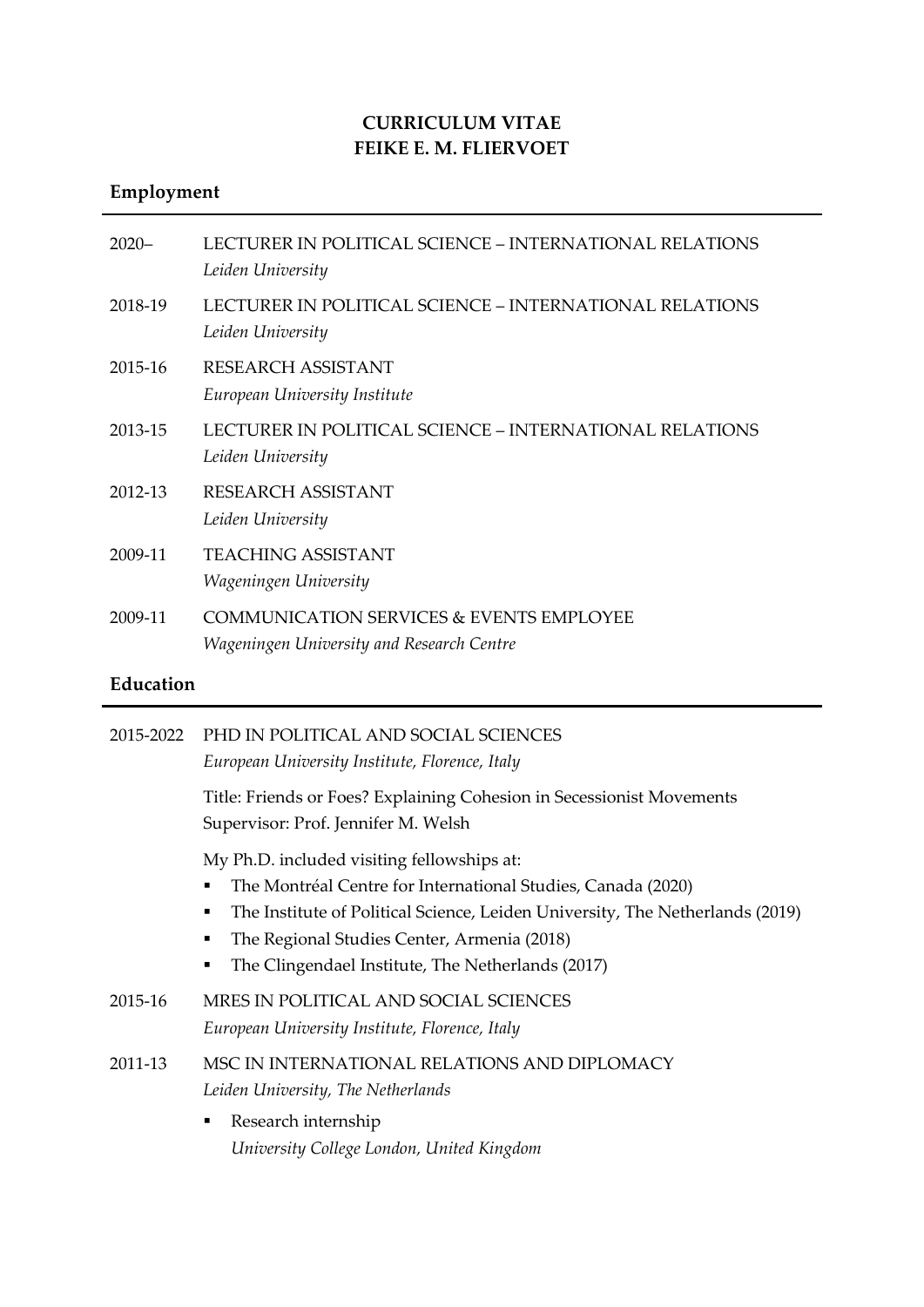# CURRICULUM VITAE
# FEIKE E. M. FLIERVOET

## Employment

2020– LECTURER IN POLITICAL SCIENCE – INTERNATIONAL RELATIONS
*Leiden University*

2018-19 LECTURER IN POLITICAL SCIENCE – INTERNATIONAL RELATIONS
*Leiden University*

2015-16 RESEARCH ASSISTANT
*European University Institute*

2013-15 LECTURER IN POLITICAL SCIENCE – INTERNATIONAL RELATIONS
*Leiden University*

2012-13 RESEARCH ASSISTANT
*Leiden University*

2009-11 TEACHING ASSISTANT
*Wageningen University*

2009-11 COMMUNICATION SERVICES & EVENTS EMPLOYEE
*Wageningen University and Research Centre*

## Education

2015-2022 PHD IN POLITICAL AND SOCIAL SCIENCES
*European University Institute, Florence, Italy*

Title: Friends or Foes? Explaining Cohesion in Secessionist Movements
Supervisor: Prof. Jennifer M. Welsh

My Ph.D. included visiting fellowships at:

- The Montréal Centre for International Studies, Canada (2020)
- The Institute of Political Science, Leiden University, The Netherlands (2019)
- The Regional Studies Center, Armenia (2018)
- The Clingendael Institute, The Netherlands (2017)

2015-16 MRES IN POLITICAL AND SOCIAL SCIENCES
*European University Institute, Florence, Italy*

2011-13 MSC IN INTERNATIONAL RELATIONS AND DIPLOMACY
*Leiden University, The Netherlands*

- Research internship
  *University College London, United Kingdom*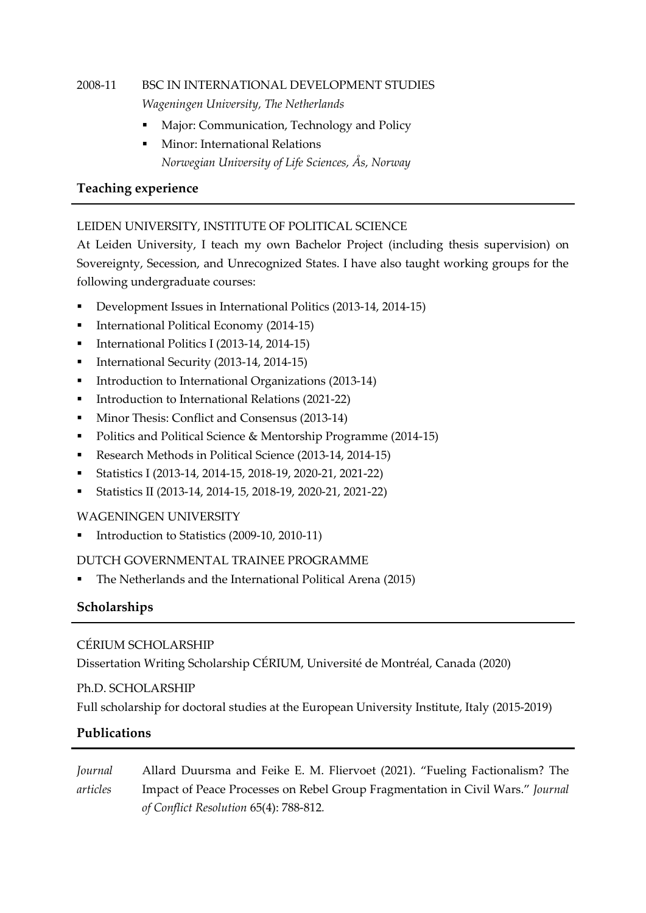2008-11 BSC IN INTERNATIONAL DEVELOPMENT STUDIES
*Wageningen University, The Netherlands*

- Major: Communication, Technology and Policy
- Minor: International Relations
  *Norwegian University of Life Sciences, Ås, Norway*

## Teaching experience

LEIDEN UNIVERSITY, INSTITUTE OF POLITICAL SCIENCE

At Leiden University, I teach my own Bachelor Project (including thesis supervision) on Sovereignty, Secession, and Unrecognized States. I have also taught working groups for the following undergraduate courses:

- Development Issues in International Politics (2013-14, 2014-15)
- International Political Economy (2014-15)
- International Politics I (2013-14, 2014-15)
- International Security (2013-14, 2014-15)
- Introduction to International Organizations (2013-14)
- Introduction to International Relations (2021-22)
- Minor Thesis: Conflict and Consensus (2013-14)
- Politics and Political Science & Mentorship Programme (2014-15)
- Research Methods in Political Science (2013-14, 2014-15)
- Statistics I (2013-14, 2014-15, 2018-19, 2020-21, 2021-22)
- Statistics II (2013-14, 2014-15, 2018-19, 2020-21, 2021-22)

WAGENINGEN UNIVERSITY

- Introduction to Statistics (2009-10, 2010-11)

DUTCH GOVERNMENTAL TRAINEE PROGRAMME

- The Netherlands and the International Political Arena (2015)

## Scholarships

CÉRIUM SCHOLARSHIP

Dissertation Writing Scholarship CÉRIUM, Université de Montréal, Canada (2020)

Ph.D. SCHOLARSHIP

Full scholarship for doctoral studies at the European University Institute, Italy (2015-2019)

## Publications

*Journal articles*

Allard Duursma and Feike E. M. Fliervoet (2021). "Fueling Factionalism? The Impact of Peace Processes on Rebel Group Fragmentation in Civil Wars." *Journal of Conflict Resolution* 65(4): 788-812.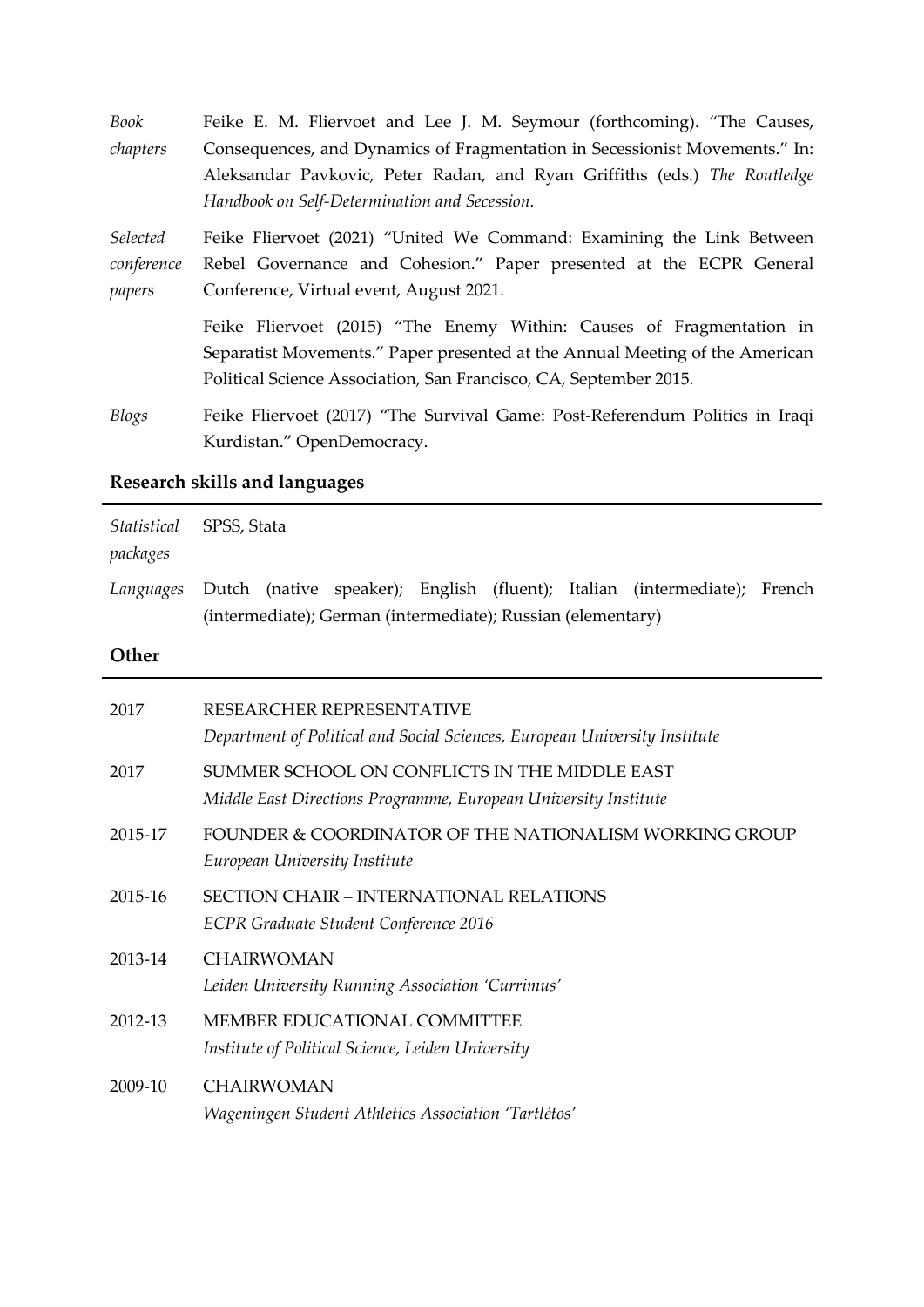*Book chapters* Feike E. M. Fliervoet and Lee J. M. Seymour (forthcoming). "The Causes, Consequences, and Dynamics of Fragmentation in Secessionist Movements." In: Aleksandar Pavkovic, Peter Radan, and Ryan Griffiths (eds.) *The Routledge Handbook on Self-Determination and Secession.*

*Selected conference papers* Feike Fliervoet (2021) "United We Command: Examining the Link Between Rebel Governance and Cohesion." Paper presented at the ECPR General Conference, Virtual event, August 2021.

Feike Fliervoet (2015) "The Enemy Within: Causes of Fragmentation in Separatist Movements." Paper presented at the Annual Meeting of the American Political Science Association, San Francisco, CA, September 2015.

*Blogs* Feike Fliervoet (2017) "The Survival Game: Post-Referendum Politics in Iraqi Kurdistan." OpenDemocracy.

## Research skills and languages

*Statistical packages* SPSS, Stata

*Languages* Dutch (native speaker); English (fluent); Italian (intermediate); French (intermediate); German (intermediate); Russian (elementary)

## Other

2017 RESEARCHER REPRESENTATIVE
*Department of Political and Social Sciences, European University Institute*

2017 SUMMER SCHOOL ON CONFLICTS IN THE MIDDLE EAST
*Middle East Directions Programme, European University Institute*

2015-17 FOUNDER & COORDINATOR OF THE NATIONALISM WORKING GROUP
*European University Institute*

2015-16 SECTION CHAIR – INTERNATIONAL RELATIONS
*ECPR Graduate Student Conference 2016*

2013-14 CHAIRWOMAN
*Leiden University Running Association 'Currimus'*

2012-13 MEMBER EDUCATIONAL COMMITTEE
*Institute of Political Science, Leiden University*

2009-10 CHAIRWOMAN
*Wageningen Student Athletics Association 'Tartlétos'*